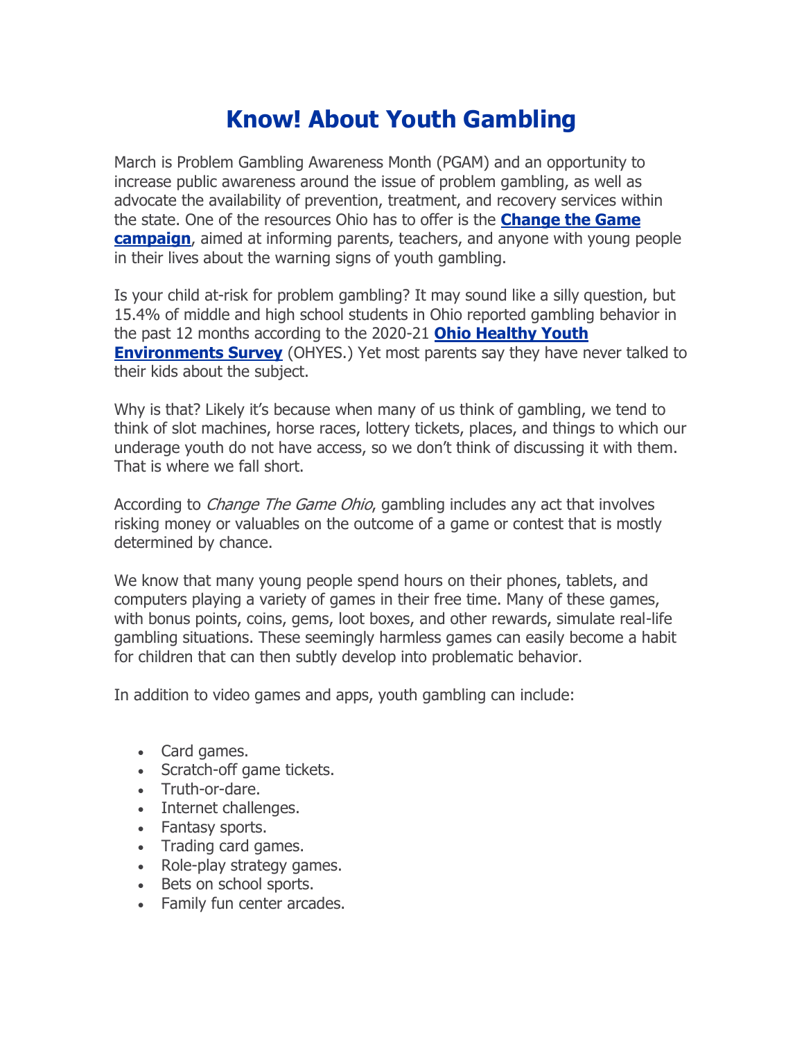# Know! About Youth Gambling

March is Problem Gambling Awareness Month (PGAM) and an opportunity to increase public awareness around the issue of problem gambling, as well as advocate the availability of prevention, treatment, and recovery services within the state. One of the resources Ohio has to offer is the **Change the Game campaign**, aimed at informing parents, teachers, and anyone with young people in their lives about the warning signs of youth gambling.

Is your child at-risk for problem gambling? It may sound like a silly question, but 15.4% of middle and high school students in Ohio reported gambling behavior in the past 12 months according to the 2020-21 **Ohio Healthy Youth Environments Survey** (OHYES.) Yet most parents say they have never talked to their kids about the subject.

Why is that? Likely it's because when many of us think of gambling, we tend to think of slot machines, horse races, lottery tickets, places, and things to which our underage youth do not have access, so we don't think of discussing it with them. That is where we fall short.

According to *Change The Game Ohio*, gambling includes any act that involves risking money or valuables on the outcome of a game or contest that is mostly determined by chance.

We know that many young people spend hours on their phones, tablets, and computers playing a variety of games in their free time. Many of these games, with bonus points, coins, gems, loot boxes, and other rewards, simulate real-life gambling situations. These seemingly harmless games can easily become a habit for children that can then subtly develop into problematic behavior.

In addition to video games and apps, youth gambling can include:

- Card games.
- Scratch-off game tickets.
- Truth-or-dare.
- Internet challenges.
- Fantasy sports.
- Trading card games.
- Role-play strategy games.
- Bets on school sports.
- Family fun center arcades.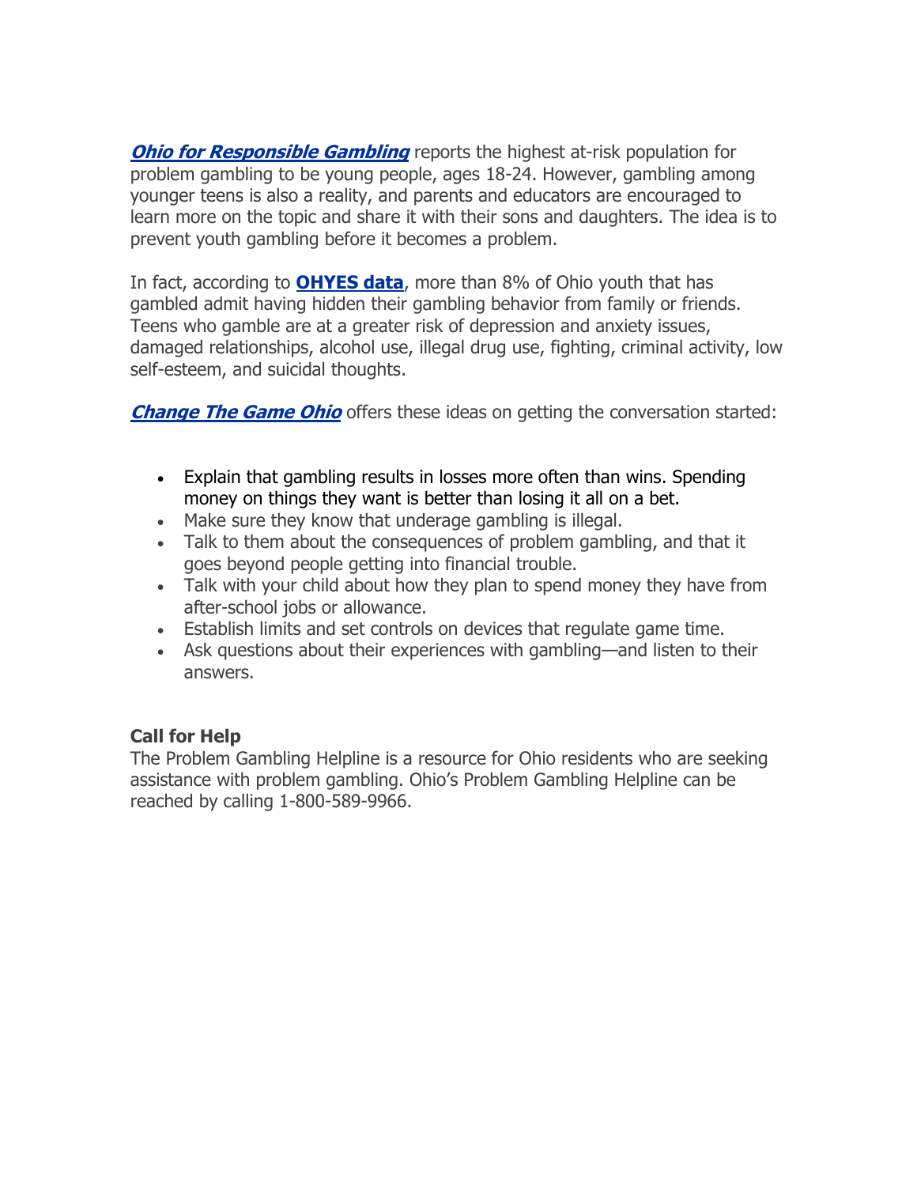[***Ohio for Responsible Gambling***] reports the highest at-risk population for problem gambling to be young people, ages 18-24. However, gambling among younger teens is also a reality, and parents and educators are encouraged to learn more on the topic and share it with their sons and daughters. The idea is to prevent youth gambling before it becomes a problem.

In fact, according to **OHYES data**, more than 8% of Ohio youth that has gambled admit having hidden their gambling behavior from family or friends. Teens who gamble are at a greater risk of depression and anxiety issues, damaged relationships, alcohol use, illegal drug use, fighting, criminal activity, low self-esteem, and suicidal thoughts.

***Change The Game Ohio*** offers these ideas on getting the conversation started:

- Explain that gambling results in losses more often than wins. Spending money on things they want is better than losing it all on a bet.
- Make sure they know that underage gambling is illegal.
- Talk to them about the consequences of problem gambling, and that it goes beyond people getting into financial trouble.
- Talk with your child about how they plan to spend money they have from after-school jobs or allowance.
- Establish limits and set controls on devices that regulate game time.
- Ask questions about their experiences with gambling—and listen to their answers.

**Call for Help**

The Problem Gambling Helpline is a resource for Ohio residents who are seeking assistance with problem gambling. Ohio's Problem Gambling Helpline can be reached by calling 1-800-589-9966.